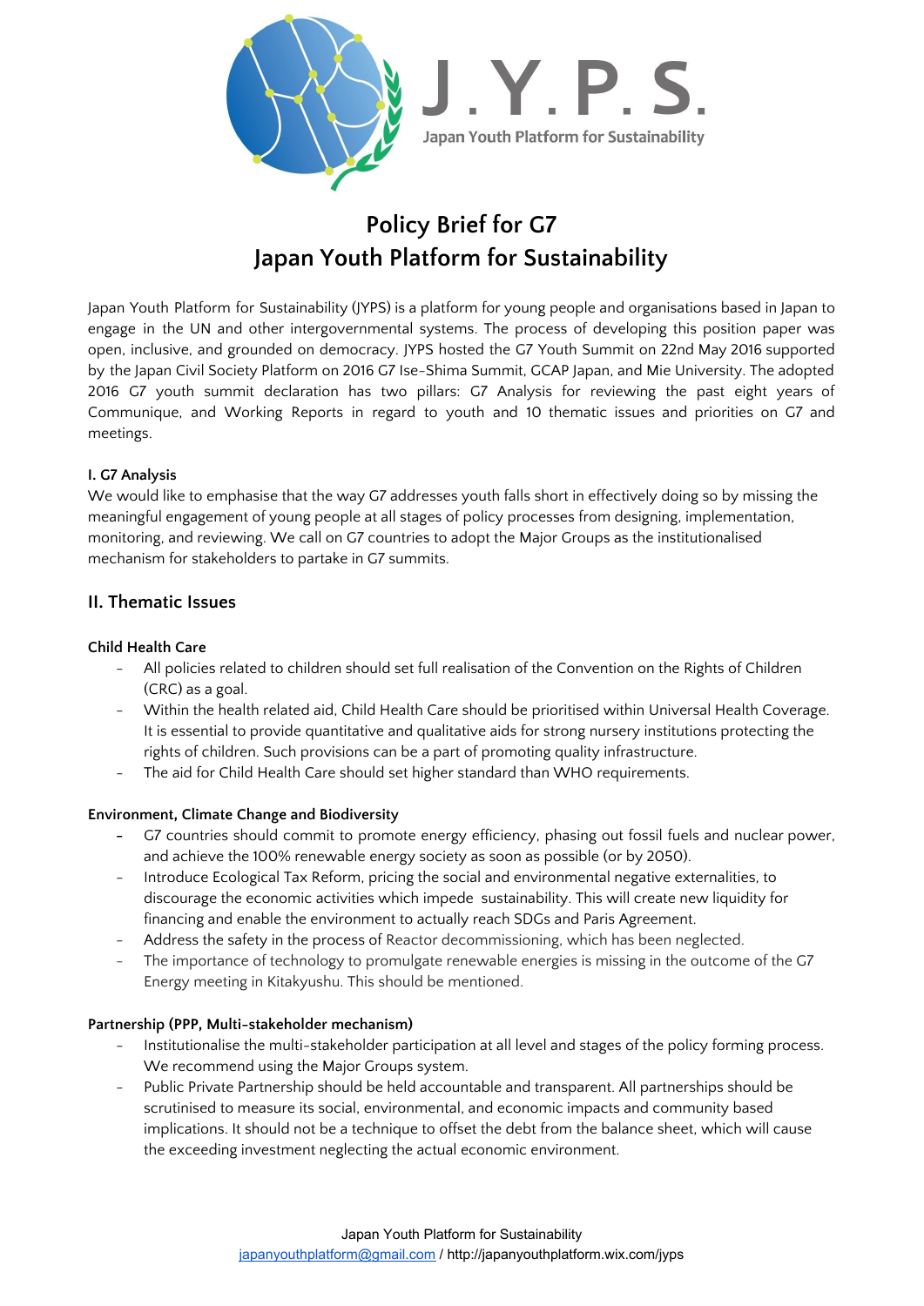J.Y.P.S.
Japan Youth Platform for Sustainability

# Policy Brief for G7
# Japan Youth Platform for Sustainability

Japan Youth Platform for Sustainability (JYPS) is a platform for young people and organisations based in Japan to engage in the UN and other intergovernmental systems. The process of developing this position paper was open, inclusive, and grounded on democracy. JYPS hosted the G7 Youth Summit on 22nd May 2016 supported by the Japan Civil Society Platform on 2016 G7 Ise-Shima Summit, GCAP Japan, and Mie University. The adopted 2016 G7 youth summit declaration has two pillars: G7 Analysis for reviewing the past eight years of Communique, and Working Reports in regard to youth and 10 thematic issues and priorities on G7 and meetings.

#### I. G7 Analysis

We would like to emphasise that the way G7 addresses youth falls short in effectively doing so by missing the meaningful engagement of young people at all stages of policy processes from designing, implementation, monitoring, and reviewing. We call on G7 countries to adopt the Major Groups as the institutionalised mechanism for stakeholders to partake in G7 summits.

## II. Thematic Issues

#### Child Health Care

- All policies related to children should set full realisation of the Convention on the Rights of Children (CRC) as a goal.
- Within the health related aid, Child Health Care should be prioritised within Universal Health Coverage. It is essential to provide quantitative and qualitative aids for strong nursery institutions protecting the rights of children. Such provisions can be a part of promoting quality infrastructure.
- The aid for Child Health Care should set higher standard than WHO requirements.

#### Environment, Climate Change and Biodiversity

- G7 countries should commit to promote energy efficiency, phasing out fossil fuels and nuclear power, and achieve the 100% renewable energy society as soon as possible (or by 2050).
- Introduce Ecological Tax Reform, pricing the social and environmental negative externalities, to discourage the economic activities which impede sustainability. This will create new liquidity for financing and enable the environment to actually reach SDGs and Paris Agreement.
- Address the safety in the process of Reactor decommissioning, which has been neglected.
- The importance of technology to promulgate renewable energies is missing in the outcome of the G7 Energy meeting in Kitakyushu. This should be mentioned.

#### Partnership (PPP, Multi-stakeholder mechanism)

- Institutionalise the multi-stakeholder participation at all level and stages of the policy forming process. We recommend using the Major Groups system.
- Public Private Partnership should be held accountable and transparent. All partnerships should be scrutinised to measure its social, environmental, and economic impacts and community based implications. It should not be a technique to offset the debt from the balance sheet, which will cause the exceeding investment neglecting the actual economic environment.

Japan Youth Platform for Sustainability
japanyouthplatform@gmail.com / http://japanyouthplatform.wix.com/jyps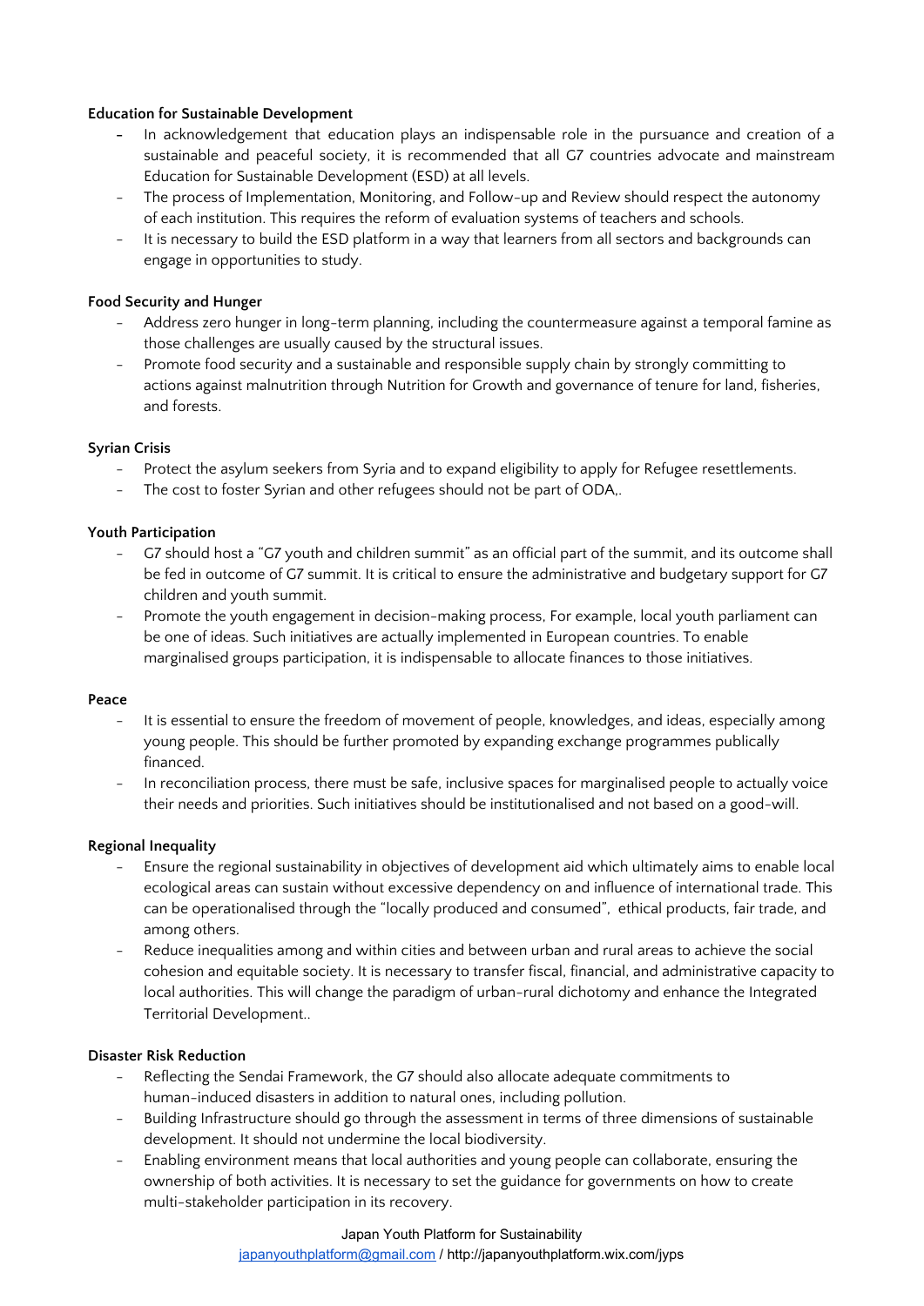**Education for Sustainable Development**

- In acknowledgement that education plays an indispensable role in the pursuance and creation of a sustainable and peaceful society, it is recommended that all G7 countries advocate and mainstream Education for Sustainable Development (ESD) at all levels.
- The process of Implementation, Monitoring, and Follow-up and Review should respect the autonomy of each institution. This requires the reform of evaluation systems of teachers and schools.
- It is necessary to build the ESD platform in a way that learners from all sectors and backgrounds can engage in opportunities to study.

**Food Security and Hunger**

- Address zero hunger in long-term planning, including the countermeasure against a temporal famine as those challenges are usually caused by the structural issues.
- Promote food security and a sustainable and responsible supply chain by strongly committing to actions against malnutrition through Nutrition for Growth and governance of tenure for land, fisheries, and forests.

**Syrian Crisis**

- Protect the asylum seekers from Syria and to expand eligibility to apply for Refugee resettlements.
- The cost to foster Syrian and other refugees should not be part of ODA,.

**Youth Participation**

- G7 should host a "G7 youth and children summit" as an official part of the summit, and its outcome shall be fed in outcome of G7 summit. It is critical to ensure the administrative and budgetary support for G7 children and youth summit.
- Promote the youth engagement in decision-making process, For example, local youth parliament can be one of ideas. Such initiatives are actually implemented in European countries. To enable marginalised groups participation, it is indispensable to allocate finances to those initiatives.

**Peace**

- It is essential to ensure the freedom of movement of people, knowledges, and ideas, especially among young people. This should be further promoted by expanding exchange programmes publically financed.
- In reconciliation process, there must be safe, inclusive spaces for marginalised people to actually voice their needs and priorities. Such initiatives should be institutionalised and not based on a good-will.

**Regional Inequality**

- Ensure the regional sustainability in objectives of development aid which ultimately aims to enable local ecological areas can sustain without excessive dependency on and influence of international trade. This can be operationalised through the "locally produced and consumed", ethical products, fair trade, and among others.
- Reduce inequalities among and within cities and between urban and rural areas to achieve the social cohesion and equitable society. It is necessary to transfer fiscal, financial, and administrative capacity to local authorities. This will change the paradigm of urban-rural dichotomy and enhance the Integrated Territorial Development..

**Disaster Risk Reduction**

- Reflecting the Sendai Framework, the G7 should also allocate adequate commitments to human-induced disasters in addition to natural ones, including pollution.
- Building Infrastructure should go through the assessment in terms of three dimensions of sustainable development. It should not undermine the local biodiversity.
- Enabling environment means that local authorities and young people can collaborate, ensuring the ownership of both activities. It is necessary to set the guidance for governments on how to create multi-stakeholder participation in its recovery.

Japan Youth Platform for Sustainability
japanyouthplatform@gmail.com / http://japanyouthplatform.wix.com/jyps